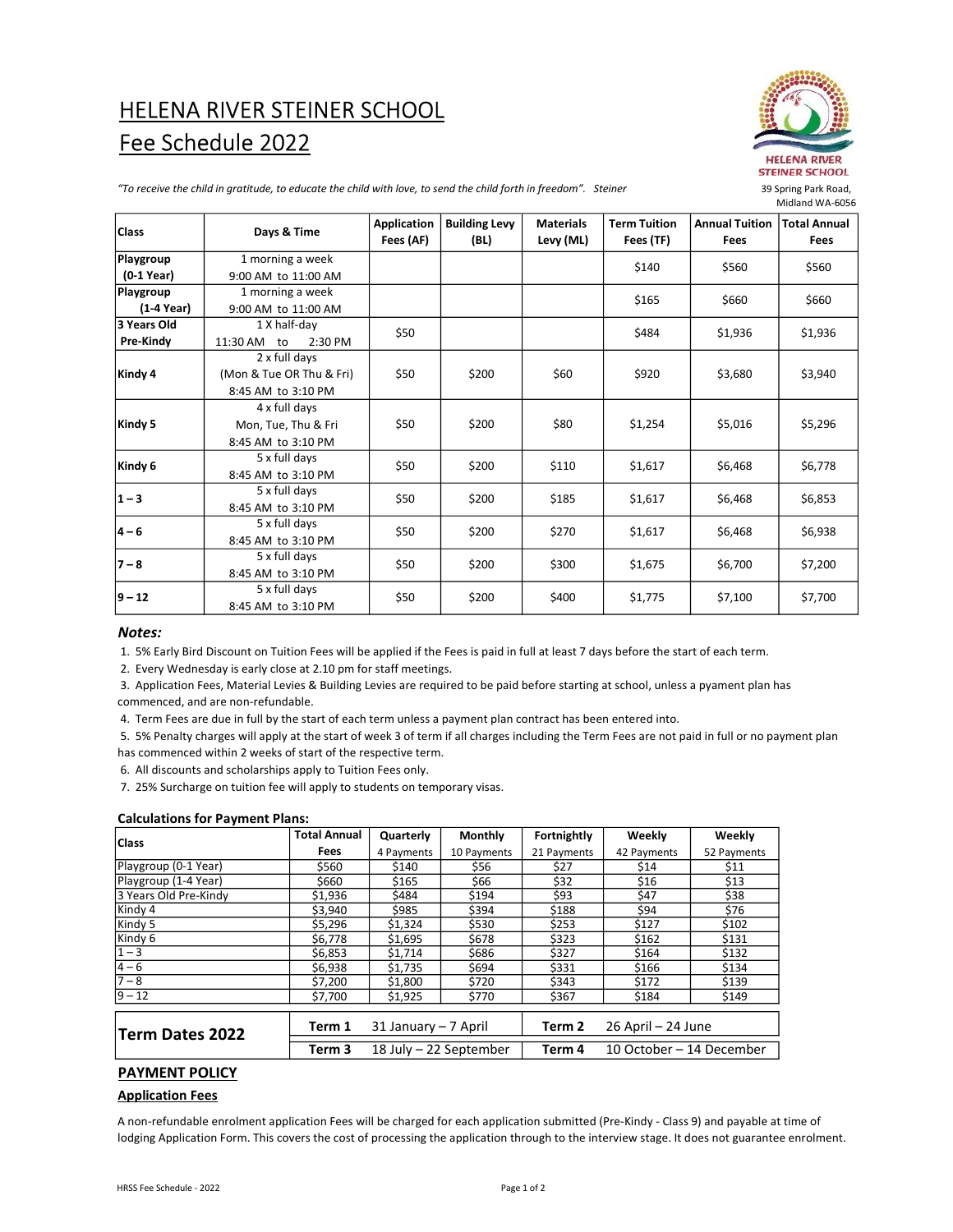# HELENA RIVER STEINER SCHOOL

# Fee Schedule 2022

*"To receive the child in gratitude, to educate the child with love, to send the child forth in freedom". Steiner*

HELENA RIVER STEINER SCHOOL
39 Spring Park Road,
Midland WA-6056

| Class | Days & Time | Application Fees (AF) | Building Levy (BL) | Materials Levy (ML) | Term Tuition Fees (TF) | Annual Tuition Fees | Total Annual Fees |
|---|---|---|---|---|---|---|---|
| Playgroup (0-1 Year) | 1 morning a week 9:00 AM to 11:00 AM | | | | $140 | $560 | $560 |
| Playgroup (1-4 Year) | 1 morning a week 9:00 AM to 11:00 AM | | | | $165 | $660 | $660 |
| 3 Years Old Pre-Kindy | 1 X half-day 11:30 AM to 2:30 PM | $50 | | | $484 | $1,936 | $1,936 |
| Kindy 4 | 2 x full days (Mon & Tue OR Thu & Fri) 8:45 AM to 3:10 PM | $50 | $200 | $60 | $920 | $3,680 | $3,940 |
| Kindy 5 | 4 x full days Mon, Tue, Thu & Fri 8:45 AM to 3:10 PM | $50 | $200 | $80 | $1,254 | $5,016 | $5,296 |
| Kindy 6 | 5 x full days 8:45 AM to 3:10 PM | $50 | $200 | $110 | $1,617 | $6,468 | $6,778 |
| 1 – 3 | 5 x full days 8:45 AM to 3:10 PM | $50 | $200 | $185 | $1,617 | $6,468 | $6,853 |
| 4 – 6 | 5 x full days 8:45 AM to 3:10 PM | $50 | $200 | $270 | $1,617 | $6,468 | $6,938 |
| 7 – 8 | 5 x full days 8:45 AM to 3:10 PM | $50 | $200 | $300 | $1,675 | $6,700 | $7,200 |
| 9 – 12 | 5 x full days 8:45 AM to 3:10 PM | $50 | $200 | $400 | $1,775 | $7,100 | $7,700 |

### *Notes:*

1. 5% Early Bird Discount on Tuition Fees will be applied if the Fees is paid in full at least 7 days before the start of each term.
2. Every Wednesday is early close at 2.10 pm for staff meetings.
3. Application Fees, Material Levies & Building Levies are required to be paid before starting at school, unless a pyament plan has commenced, and are non-refundable.
4. Term Fees are due in full by the start of each term unless a payment plan contract has been entered into.
5. 5% Penalty charges will apply at the start of week 3 of term if all charges including the Term Fees are not paid in full or no payment plan has commenced within 2 weeks of start of the respective term.
6. All discounts and scholarships apply to Tuition Fees only.
7. 25% Surcharge on tuition fee will apply to students on temporary visas.

**Calculations for Payment Plans:**

| Class | Total Annual Fees | Quarterly 4 Payments | Monthly 10 Payments | Fortnightly 21 Payments | Weekly 42 Payments | Weekly 52 Payments |
|---|---|---|---|---|---|---|
| Playgroup (0-1 Year) | $560 | $140 | $56 | $27 | $14 | $11 |
| Playgroup (1-4 Year) | $660 | $165 | $66 | $32 | $16 | $13 |
| 3 Years Old Pre-Kindy | $1,936 | $484 | $194 | $93 | $47 | $38 |
| Kindy 4 | $3,940 | $985 | $394 | $188 | $94 | $76 |
| Kindy 5 | $5,296 | $1,324 | $530 | $253 | $127 | $102 |
| Kindy 6 | $6,778 | $1,695 | $678 | $323 | $162 | $131 |
| 1 – 3 | $6,853 | $1,714 | $686 | $327 | $164 | $132 |
| 4 – 6 | $6,938 | $1,735 | $694 | $331 | $166 | $134 |
| 7 – 8 | $7,200 | $1,800 | $720 | $343 | $172 | $139 |
| 9 – 12 | $7,700 | $1,925 | $770 | $367 | $184 | $149 |

| Term Dates 2022 | | | | |
|---|---|---|---|---|
| | **Term 1** | 31 January – 7 April | **Term 2** | 26 April – 24 June |
| | **Term 3** | 18 July – 22 September | **Term 4** | 10 October – 14 December |

## PAYMENT POLICY

### Application Fees

A non-refundable enrolment application Fees will be charged for each application submitted (Pre-Kindy - Class 9) and payable at time of lodging Application Form. This covers the cost of processing the application through to the interview stage. It does not guarantee enrolment.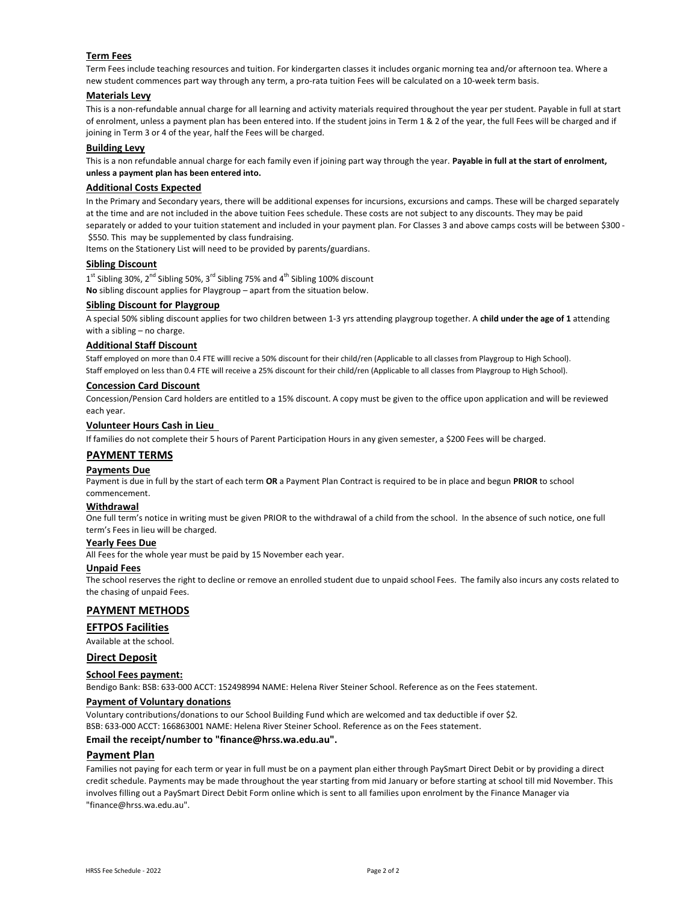### Term Fees

Term Fees include teaching resources and tuition. For kindergarten classes it includes organic morning tea and/or afternoon tea. Where a new student commences part way through any term, a pro-rata tuition Fees will be calculated on a 10-week term basis.

### Materials Levy

This is a non-refundable annual charge for all learning and activity materials required throughout the year per student. Payable in full at start of enrolment, unless a payment plan has been entered into. If the student joins in Term 1 & 2 of the year, the full Fees will be charged and if joining in Term 3 or 4 of the year, half the Fees will be charged.

### Building Levy

This is a non refundable annual charge for each family even if joining part way through the year. **Payable in full at the start of enrolment, unless a payment plan has been entered into.**

### Additional Costs Expected

In the Primary and Secondary years, there will be additional expenses for incursions, excursions and camps. These will be charged separately at the time and are not included in the above tuition Fees schedule. These costs are not subject to any discounts. They may be paid separately or added to your tuition statement and included in your payment plan. For Classes 3 and above camps costs will be between $300 - $550. This may be supplemented by class fundraising.

Items on the Stationery List will need to be provided by parents/guardians.

### Sibling Discount

1st Sibling 30%, 2nd Sibling 50%, 3rd Sibling 75% and 4th Sibling 100% discount

**No** sibling discount applies for Playgroup – apart from the situation below.

### Sibling Discount for Playgroup

A special 50% sibling discount applies for two children between 1-3 yrs attending playgroup together. A **child under the age of 1** attending with a sibling – no charge.

### Additional Staff Discount

Staff employed on more than 0.4 FTE willl recive a 50% discount for their child/ren (Applicable to all classes from Playgroup to High School).

Staff employed on less than 0.4 FTE will receive a 25% discount for their child/ren (Applicable to all classes from Playgroup to High School).

### Concession Card Discount

Concession/Pension Card holders are entitled to a 15% discount. A copy must be given to the office upon application and will be reviewed each year.

### Volunteer Hours Cash in Lieu

If families do not complete their 5 hours of Parent Participation Hours in any given semester, a $200 Fees will be charged.

## PAYMENT TERMS

### Payments Due

Payment is due in full by the start of each term **OR** a Payment Plan Contract is required to be in place and begun **PRIOR** to school commencement.

### Withdrawal

One full term's notice in writing must be given PRIOR to the withdrawal of a child from the school. In the absence of such notice, one full term's Fees in lieu will be charged.

### Yearly Fees Due

All Fees for the whole year must be paid by 15 November each year.

### Unpaid Fees

The school reserves the right to decline or remove an enrolled student due to unpaid school Fees. The family also incurs any costs related to the chasing of unpaid Fees.

## PAYMENT METHODS

### EFTPOS Facilities

Available at the school.

### Direct Deposit

#### School Fees payment:

Bendigo Bank: BSB: 633-000 ACCT: 152498994 NAME: Helena River Steiner School. Reference as on the Fees statement.

#### Payment of Voluntary donations

Voluntary contributions/donations to our School Building Fund which are welcomed and tax deductible if over $2.

BSB: 633-000 ACCT: 166863001 NAME: Helena River Steiner School. Reference as on the Fees statement.

**Email the receipt/number to "finance@hrss.wa.edu.au".**

### Payment Plan

Families not paying for each term or year in full must be on a payment plan either through PaySmart Direct Debit or by providing a direct credit schedule. Payments may be made throughout the year starting from mid January or before starting at school till mid November. This involves filling out a PaySmart Direct Debit Form online which is sent to all families upon enrolment by the Finance Manager via "finance@hrss.wa.edu.au".